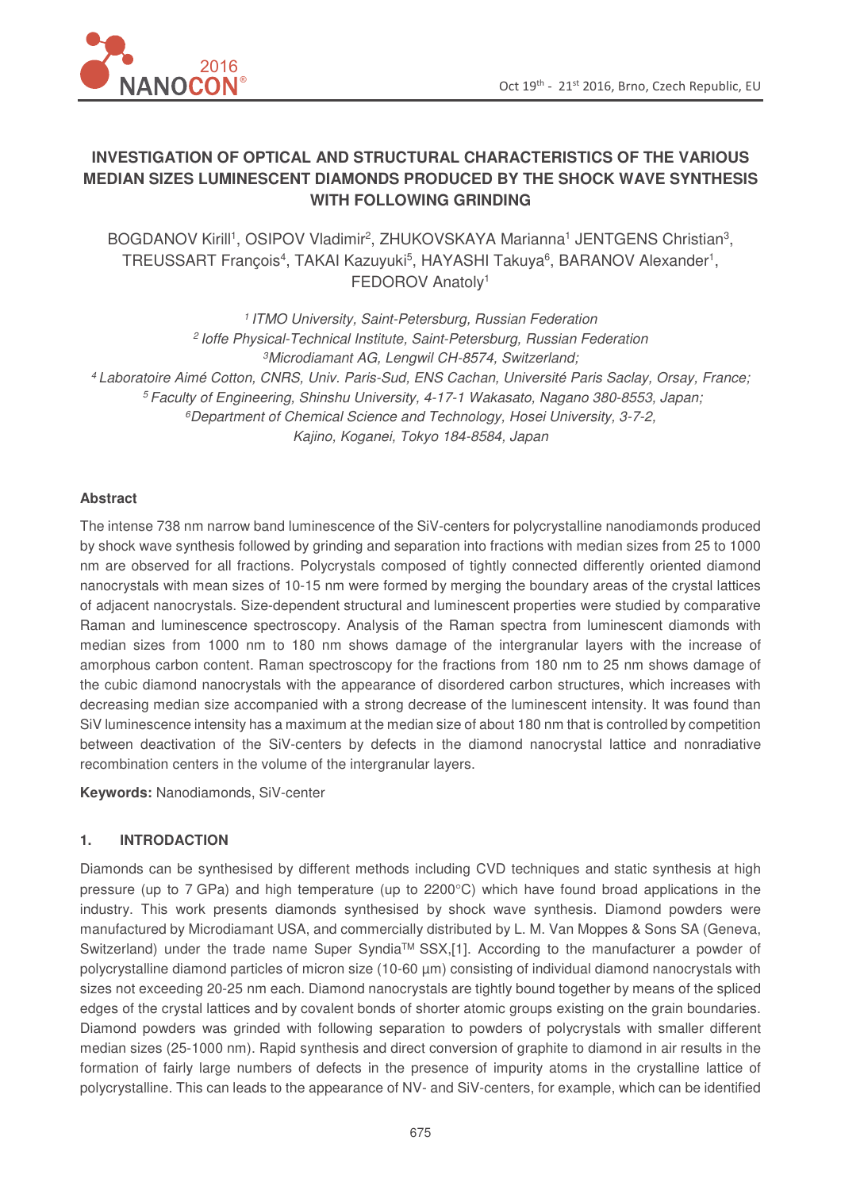# INVESTIGATION OF OPTICAL AND STRUCTURAL CHARACTERISTICS OF THE VARIOUS MEDIAN SIZES LUMINESCENT DIAMONDS PRODUCED BY THE SHOCK WAVE SYNTHESIS WITH FOLLOWING GRINDING

BOGDANOV Kirill[1], OSIPOV Vladimir[2], ZHUKOVSKAYA Marianna[1] JENTGENS Christian[3], TREUSSART François[4], TAKAI Kazuyuki[5], HAYASHI Takuya[6], BARANOV Alexander[1], FEDOROV Anatoly[1]

[1] *ITMO University, Saint-Petersburg, Russian Federation*
[2] *Ioffe Physical-Technical Institute, Saint-Petersburg, Russian Federation*
[3] *Microdiamant AG, Lengwil CH-8574, Switzerland;*
[4] *Laboratoire Aimé Cotton, CNRS, Univ. Paris-Sud, ENS Cachan, Université Paris Saclay, Orsay, France;*
[5] *Faculty of Engineering, Shinshu University, 4-17-1 Wakasato, Nagano 380-8553, Japan;*
[6] *Department of Chemical Science and Technology, Hosei University, 3-7-2, Kajino, Koganei, Tokyo 184-8584, Japan*

### Abstract

The intense 738 nm narrow band luminescence of the SiV-centers for polycrystalline nanodiamonds produced by shock wave synthesis followed by grinding and separation into fractions with median sizes from 25 to 1000 nm are observed for all fractions. Polycrystals composed of tightly connected differently oriented diamond nanocrystals with mean sizes of 10-15 nm were formed by merging the boundary areas of the crystal lattices of adjacent nanocrystals. Size-dependent structural and luminescent properties were studied by comparative Raman and luminescence spectroscopy. Analysis of the Raman spectra from luminescent diamonds with median sizes from 1000 nm to 180 nm shows damage of the intergranular layers with the increase of amorphous carbon content. Raman spectroscopy for the fractions from 180 nm to 25 nm shows damage of the cubic diamond nanocrystals with the appearance of disordered carbon structures, which increases with decreasing median size accompanied with a strong decrease of the luminescent intensity. It was found than SiV luminescence intensity has a maximum at the median size of about 180 nm that is controlled by competition between deactivation of the SiV-centers by defects in the diamond nanocrystal lattice and nonradiative recombination centers in the volume of the intergranular layers.

**Keywords:** Nanodiamonds, SiV-center

## 1. INTRODACTION

Diamonds can be synthesised by different methods including CVD techniques and static synthesis at high pressure (up to 7 GPa) and high temperature (up to 2200°C) which have found broad applications in the industry. This work presents diamonds synthesised by shock wave synthesis. Diamond powders were manufactured by Microdiamant USA, and commercially distributed by L. M. Van Moppes & Sons SA (Geneva, Switzerland) under the trade name Super Syndia™ SSX,[1]. According to the manufacturer a powder of polycrystalline diamond particles of micron size (10-60 µm) consisting of individual diamond nanocrystals with sizes not exceeding 20-25 nm each. Diamond nanocrystals are tightly bound together by means of the spliced edges of the crystal lattices and by covalent bonds of shorter atomic groups existing on the grain boundaries. Diamond powders was grinded with following separation to powders of polycrystals with smaller different median sizes (25-1000 nm). Rapid synthesis and direct conversion of graphite to diamond in air results in the formation of fairly large numbers of defects in the presence of impurity atoms in the crystalline lattice of polycrystalline. This can leads to the appearance of NV- and SiV-centers, for example, which can be identified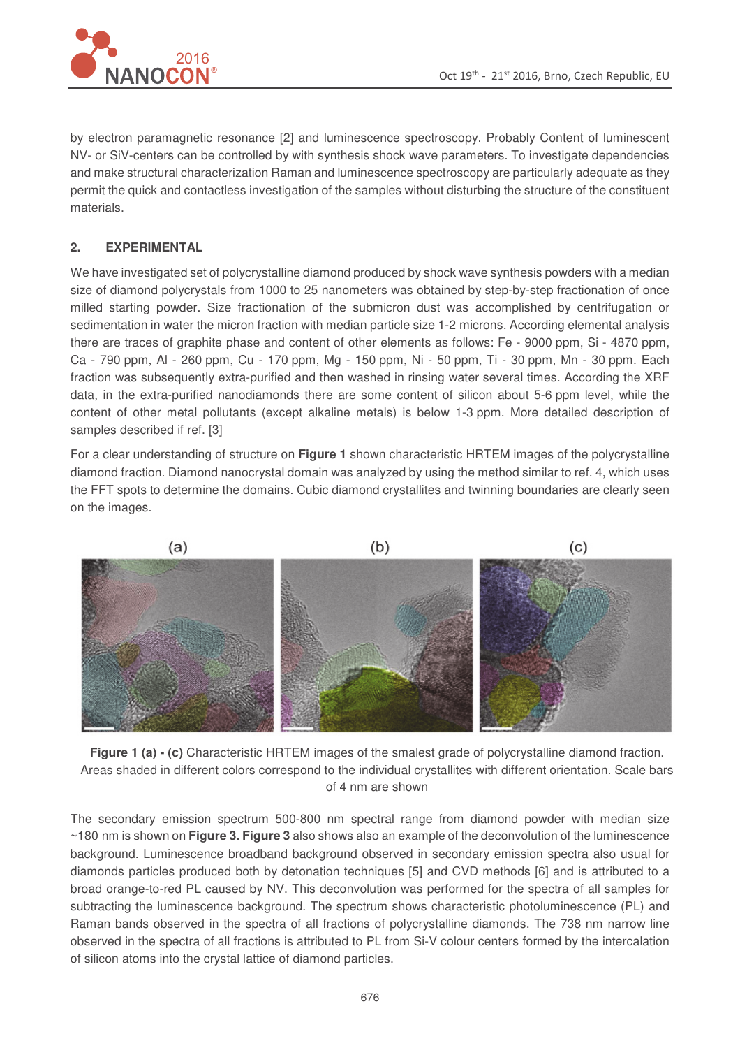by electron paramagnetic resonance [2] and luminescence spectroscopy. Probably Content of luminescent NV- or SiV-centers can be controlled by with synthesis shock wave parameters. To investigate dependencies and make structural characterization Raman and luminescence spectroscopy are particularly adequate as they permit the quick and contactless investigation of the samples without disturbing the structure of the constituent materials.

## 2. EXPERIMENTAL

We have investigated set of polycrystalline diamond produced by shock wave synthesis powders with a median size of diamond polycrystals from 1000 to 25 nanometers was obtained by step-by-step fractionation of once milled starting powder. Size fractionation of the submicron dust was accomplished by centrifugation or sedimentation in water the micron fraction with median particle size 1-2 microns. According elemental analysis there are traces of graphite phase and content of other elements as follows: Fe - 9000 ppm, Si - 4870 ppm, Ca - 790 ppm, Al - 260 ppm, Cu - 170 ppm, Mg - 150 ppm, Ni - 50 ppm, Ti - 30 ppm, Mn - 30 ppm. Each fraction was subsequently extra-purified and then washed in rinsing water several times. According the XRF data, in the extra-purified nanodiamonds there are some content of silicon about 5-6 ppm level, while the content of other metal pollutants (except alkaline metals) is below 1-3 ppm. More detailed description of samples described if ref. [3]

For a clear understanding of structure on **Figure 1** shown characteristic HRTEM images of the polycrystalline diamond fraction. Diamond nanocrystal domain was analyzed by using the method similar to ref. 4, which uses the FFT spots to determine the domains. Cubic diamond crystallites and twinning boundaries are clearly seen on the images.

**Figure 1 (a) - (c)** Characteristic HRTEM images of the smalest grade of polycrystalline diamond fraction. Areas shaded in different colors correspond to the individual crystallites with different orientation. Scale bars of 4 nm are shown

The secondary emission spectrum 500-800 nm spectral range from diamond powder with median size ~180 nm is shown on **Figure 3. Figure 3** also shows also an example of the deconvolution of the luminescence background. Luminescence broadband background observed in secondary emission spectra also usual for diamonds particles produced both by detonation techniques [5] and CVD methods [6] and is attributed to a broad orange-to-red PL caused by NV. This deconvolution was performed for the spectra of all samples for subtracting the luminescence background. The spectrum shows characteristic photoluminescence (PL) and Raman bands observed in the spectra of all fractions of polycrystalline diamonds. The 738 nm narrow line observed in the spectra of all fractions is attributed to PL from Si-V colour centers formed by the intercalation of silicon atoms into the crystal lattice of diamond particles.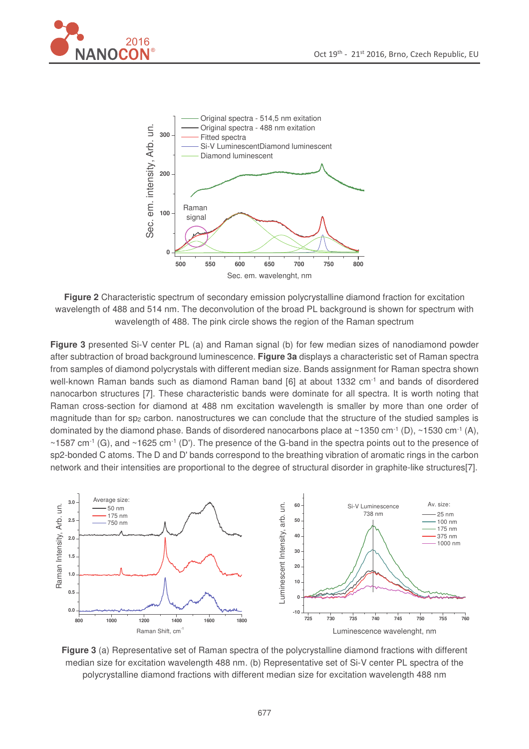**Figure 2** Characteristic spectrum of secondary emission polycrystalline diamond fraction for excitation wavelength of 488 and 514 nm. The deconvolution of the broad PL background is shown for spectrum with wavelength of 488. The pink circle shows the region of the Raman spectrum

**Figure 3** presented Si-V center PL (a) and Raman signal (b) for few median sizes of nanodiamond powder after subtraction of broad background luminescence. **Figure 3a** displays a characteristic set of Raman spectra from samples of diamond polycrystals with different median size. Bands assignment for Raman spectra shown well-known Raman bands such as diamond Raman band [6] at about 1332 cm$^{-1}$ and bands of disordered nanocarbon structures [7]. These characteristic bands were dominate for all spectra. It is worth noting that Raman cross-section for diamond at 488 nm excitation wavelength is smaller by more than one order of magnitude than for $sp_2$ carbon. nanostructures we can conclude that the structure of the studied samples is dominated by the diamond phase. Bands of disordered nanocarbons place at ~1350 cm$^{-1}$ (D), ~1530 cm$^{-1}$ (A), ~1587 cm$^{-1}$ (G), and ~1625 cm$^{-1}$ (D'). The presence of the G-band in the spectra points out to the presence of sp2-bonded C atoms. The D and D' bands correspond to the breathing vibration of aromatic rings in the carbon network and their intensities are proportional to the degree of structural disorder in graphite-like structures[7].

**Figure 3** (a) Representative set of Raman spectra of the polycrystalline diamond fractions with different median size for excitation wavelength 488 nm. (b) Representative set of Si-V center PL spectra of the polycrystalline diamond fractions with different median size for excitation wavelength 488 nm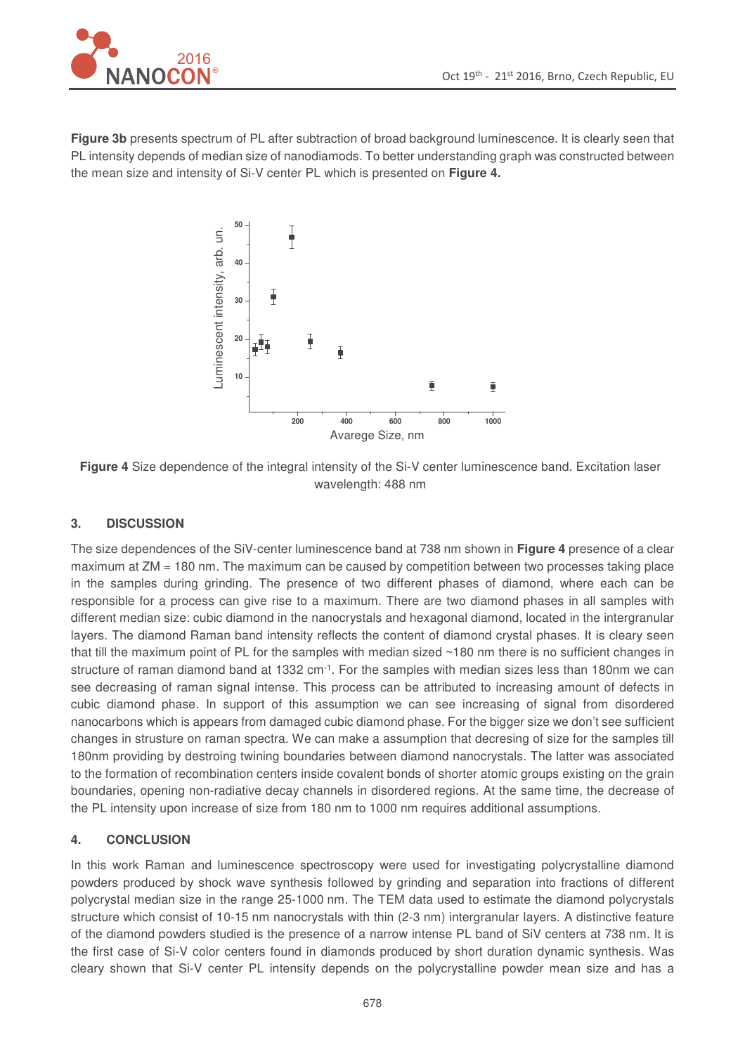**Figure 3b** presents spectrum of PL after subtraction of broad background luminescence. It is clearly seen that PL intensity depends of median size of nanodiamods. To better understanding graph was constructed between the mean size and intensity of Si-V center PL which is presented on **Figure 4.**

**Figure 4** Size dependence of the integral intensity of the Si-V center luminescence band. Excitation laser wavelength: 488 nm

## 3. DISCUSSION

The size dependences of the SiV-center luminescence band at 738 nm shown in **Figure 4** presence of a clear maximum at ZM = 180 nm. The maximum can be caused by competition between two processes taking place in the samples during grinding. The presence of two different phases of diamond, where each can be responsible for a process can give rise to a maximum. There are two diamond phases in all samples with different median size: cubic diamond in the nanocrystals and hexagonal diamond, located in the intergranular layers. The diamond Raman band intensity reflects the content of diamond crystal phases. It is cleary seen that till the maximum point of PL for the samples with median sized ~180 nm there is no sufficient changes in structure of raman diamond band at 1332 cm$^{-1}$. For the samples with median sizes less than 180nm we can see decreasing of raman signal intense. This process can be attributed to increasing amount of defects in cubic diamond phase. In support of this assumption we can see increasing of signal from disordered nanocarbons which is appears from damaged cubic diamond phase. For the bigger size we don't see sufficient changes in strusture on raman spectra. We can make a assumption that decresing of size for the samples till 180nm providing by destroing twining boundaries between diamond nanocrystals. The latter was associated to the formation of recombination centers inside covalent bonds of shorter atomic groups existing on the grain boundaries, opening non-radiative decay channels in disordered regions. At the same time, the decrease of the PL intensity upon increase of size from 180 nm to 1000 nm requires additional assumptions.

## 4. CONCLUSION

In this work Raman and luminescence spectroscopy were used for investigating polycrystalline diamond powders produced by shock wave synthesis followed by grinding and separation into fractions of different polycrystal median size in the range 25-1000 nm. The TEM data used to estimate the diamond polycrystals structure which consist of 10-15 nm nanocrystals with thin (2-3 nm) intergranular layers. A distinctive feature of the diamond powders studied is the presence of a narrow intense PL band of SiV centers at 738 nm. It is the first case of Si-V color centers found in diamonds produced by short duration dynamic synthesis. Was cleary shown that Si-V center PL intensity depends on the polycrystalline powder mean size and has a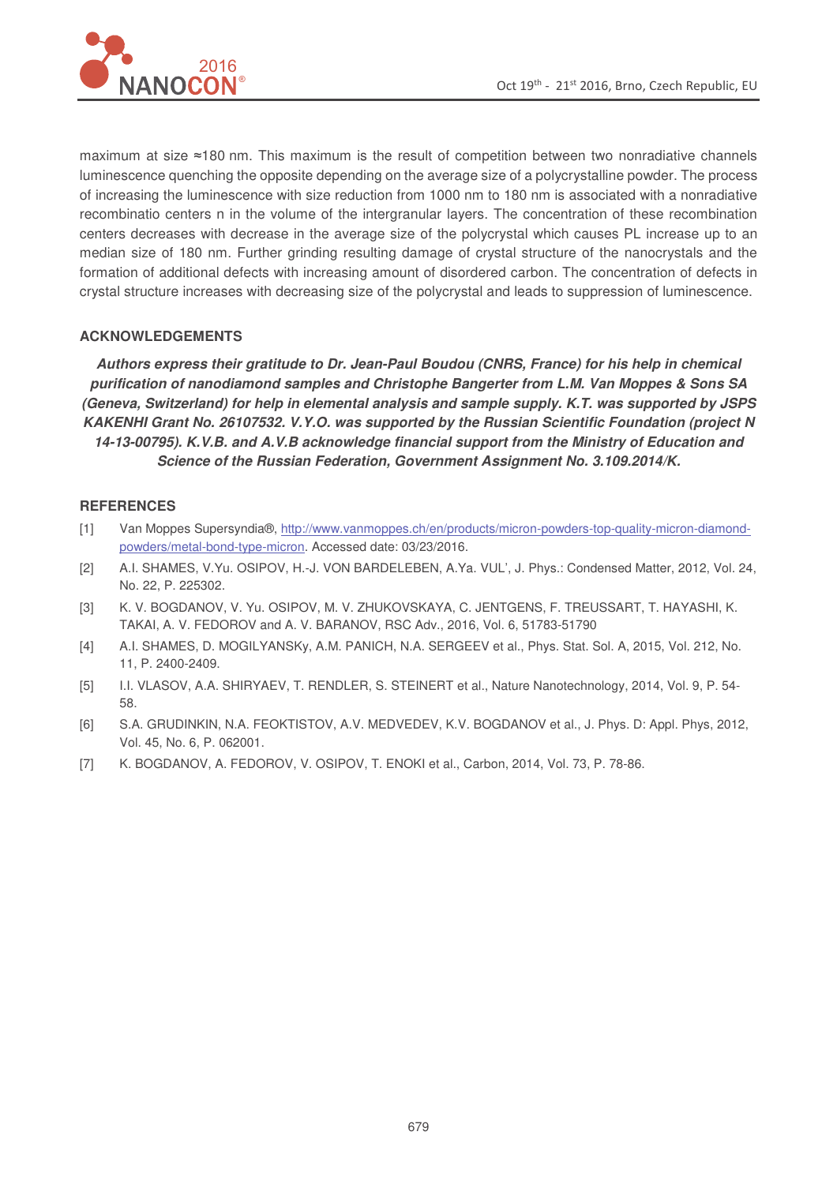maximum at size ≈180 nm. This maximum is the result of competition between two nonradiative channels luminescence quenching the opposite depending on the average size of a polycrystalline powder. The process of increasing the luminescence with size reduction from 1000 nm to 180 nm is associated with a nonradiative recombinatio centers n in the volume of the intergranular layers. The concentration of these recombination centers decreases with decrease in the average size of the polycrystal which causes PL increase up to an median size of 180 nm. Further grinding resulting damage of crystal structure of the nanocrystals and the formation of additional defects with increasing amount of disordered carbon. The concentration of defects in crystal structure increases with decreasing size of the polycrystal and leads to suppression of luminescence.

## ACKNOWLEDGEMENTS

***Authors express their gratitude to Dr. Jean-Paul Boudou (CNRS, France) for his help in chemical purification of nanodiamond samples and Christophe Bangerter from L.M. Van Moppes & Sons SA (Geneva, Switzerland) for help in elemental analysis and sample supply. K.T. was supported by JSPS KAKENHI Grant No. 26107532. V.Y.O. was supported by the Russian Scientific Foundation (project N 14-13-00795). K.V.B. and A.V.B acknowledge financial support from the Ministry of Education and Science of the Russian Federation, Government Assignment No. 3.109.2014/K.***

## REFERENCES

[1] Van Moppes Supersyndia®, http://www.vanmoppes.ch/en/products/micron-powders-top-quality-micron-diamond-powders/metal-bond-type-micron. Accessed date: 03/23/2016.

[2] A.I. SHAMES, V.Yu. OSIPOV, H.-J. VON BARDELEBEN, A.Ya. VUL', J. Phys.: Condensed Matter, 2012, Vol. 24, No. 22, P. 225302.

[3] K. V. BOGDANOV, V. Yu. OSIPOV, M. V. ZHUKOVSKAYA, C. JENTGENS, F. TREUSSART, T. HAYASHI, K. TAKAI, A. V. FEDOROV and A. V. BARANOV, RSC Adv., 2016, Vol. 6, 51783-51790

[4] A.I. SHAMES, D. MOGILYANSKy, A.M. PANICH, N.A. SERGEEV et al., Phys. Stat. Sol. A, 2015, Vol. 212, No. 11, P. 2400-2409.

[5] I.I. VLASOV, A.A. SHIRYAEV, T. RENDLER, S. STEINERT et al., Nature Nanotechnology, 2014, Vol. 9, P. 54-58.

[6] S.A. GRUDINKIN, N.A. FEOKTISTOV, A.V. MEDVEDEV, K.V. BOGDANOV et al., J. Phys. D: Appl. Phys, 2012, Vol. 45, No. 6, P. 062001.

[7] K. BOGDANOV, A. FEDOROV, V. OSIPOV, T. ENOKI et al., Carbon, 2014, Vol. 73, P. 78-86.